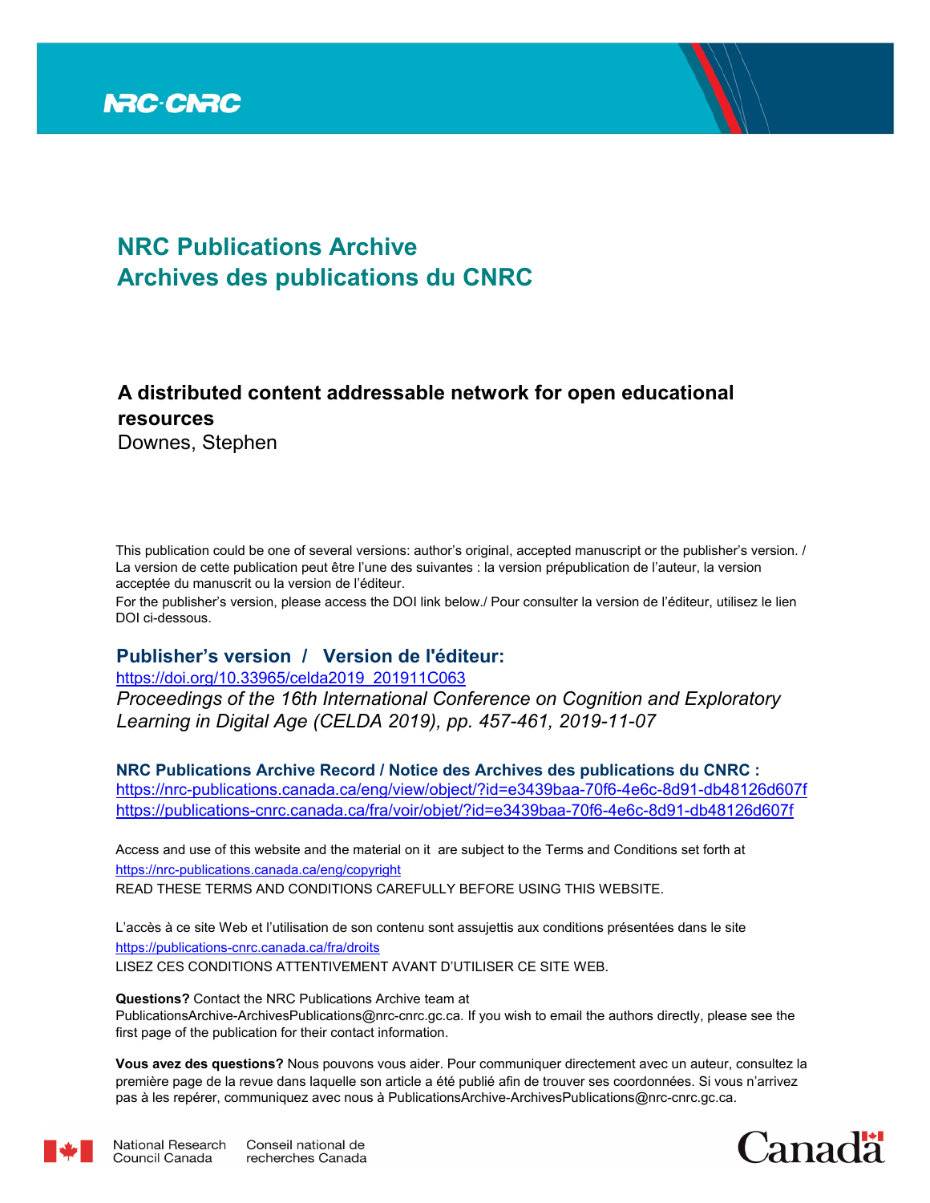NRC-CNRC

# NRC Publications Archive
# Archives des publications du CNRC

## A distributed content addressable network for open educational resources

Downes, Stephen

This publication could be one of several versions: author's original, accepted manuscript or the publisher's version. / La version de cette publication peut être l'une des suivantes : la version prépublication de l'auteur, la version acceptée du manuscrit ou la version de l'éditeur.

For the publisher's version, please access the DOI link below./ Pour consulter la version de l'éditeur, utilisez le lien DOI ci-dessous.

### Publisher's version / Version de l'éditeur:

https://doi.org/10.33965/celda2019_201911C063

*Proceedings of the 16th International Conference on Cognition and Exploratory Learning in Digital Age (CELDA 2019), pp. 457-461, 2019-11-07*

### NRC Publications Archive Record / Notice des Archives des publications du CNRC :

https://nrc-publications.canada.ca/eng/view/object/?id=e3439baa-70f6-4e6c-8d91-db48126d607f
https://publications-cnrc.canada.ca/fra/voir/objet/?id=e3439baa-70f6-4e6c-8d91-db48126d607f

Access and use of this website and the material on it are subject to the Terms and Conditions set forth at https://nrc-publications.canada.ca/eng/copyright
READ THESE TERMS AND CONDITIONS CAREFULLY BEFORE USING THIS WEBSITE.

L'accès à ce site Web et l'utilisation de son contenu sont assujettis aux conditions présentées dans le site https://publications-cnrc.canada.ca/fra/droits
LISEZ CES CONDITIONS ATTENTIVEMENT AVANT D'UTILISER CE SITE WEB.

**Questions?** Contact the NRC Publications Archive team at PublicationsArchive-ArchivesPublications@nrc-cnrc.gc.ca. If you wish to email the authors directly, please see the first page of the publication for their contact information.

**Vous avez des questions?** Nous pouvons vous aider. Pour communiquer directement avec un auteur, consultez la première page de la revue dans laquelle son article a été publié afin de trouver ses coordonnées. Si vous n'arrivez pas à les repérer, communiquez avec nous à PublicationsArchive-ArchivesPublications@nrc-cnrc.gc.ca.

National Research Council Canada | Conseil national de recherches Canada

Canada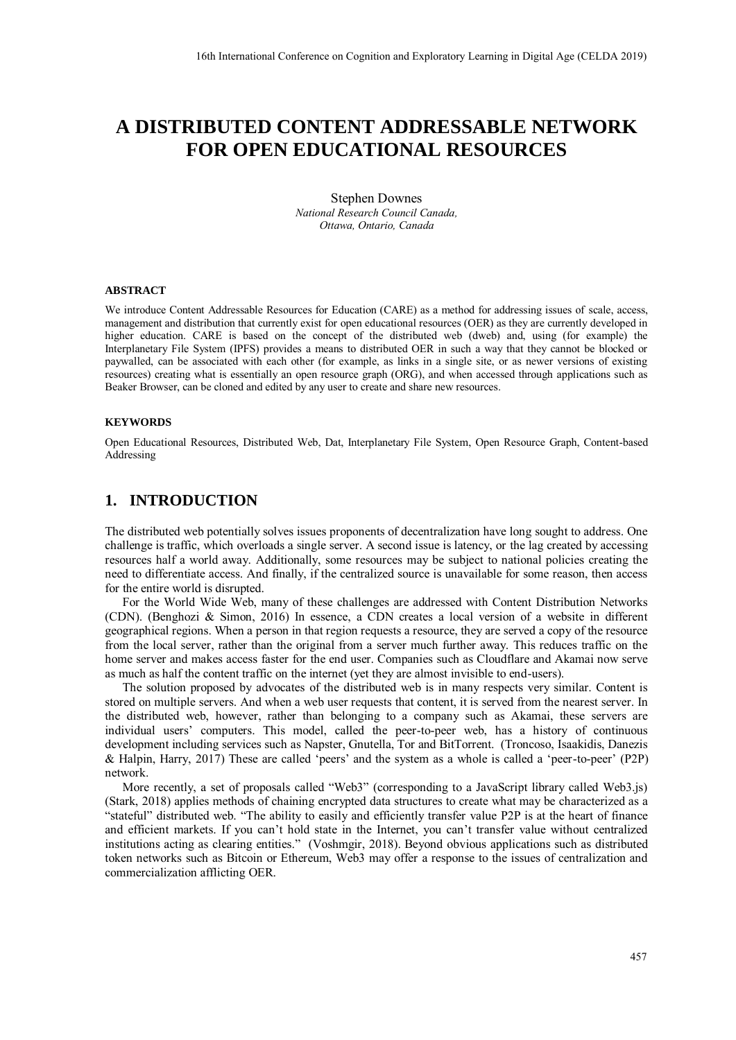# A DISTRIBUTED CONTENT ADDRESSABLE NETWORK FOR OPEN EDUCATIONAL RESOURCES

Stephen Downes  
*National Research Council Canada,*  
*Ottawa, Ontario, Canada*

#### ABSTRACT

We introduce Content Addressable Resources for Education (CARE) as a method for addressing issues of scale, access, management and distribution that currently exist for open educational resources (OER) as they are currently developed in higher education. CARE is based on the concept of the distributed web (dweb) and, using (for example) the Interplanetary File System (IPFS) provides a means to distributed OER in such a way that they cannot be blocked or paywalled, can be associated with each other (for example, as links in a single site, or as newer versions of existing resources) creating what is essentially an open resource graph (ORG), and when accessed through applications such as Beaker Browser, can be cloned and edited by any user to create and share new resources.

#### KEYWORDS

Open Educational Resources, Distributed Web, Dat, Interplanetary File System, Open Resource Graph, Content-based Addressing

## 1. INTRODUCTION

The distributed web potentially solves issues proponents of decentralization have long sought to address. One challenge is traffic, which overloads a single server. A second issue is latency, or the lag created by accessing resources half a world away. Additionally, some resources may be subject to national policies creating the need to differentiate access. And finally, if the centralized source is unavailable for some reason, then access for the entire world is disrupted.

For the World Wide Web, many of these challenges are addressed with Content Distribution Networks (CDN). (Benghozi & Simon, 2016) In essence, a CDN creates a local version of a website in different geographical regions. When a person in that region requests a resource, they are served a copy of the resource from the local server, rather than the original from a server much further away. This reduces traffic on the home server and makes access faster for the end user. Companies such as Cloudflare and Akamai now serve as much as half the content traffic on the internet (yet they are almost invisible to end-users).

The solution proposed by advocates of the distributed web is in many respects very similar. Content is stored on multiple servers. And when a web user requests that content, it is served from the nearest server. In the distributed web, however, rather than belonging to a company such as Akamai, these servers are individual users' computers. This model, called the peer-to-peer web, has a history of continuous development including services such as Napster, Gnutella, Tor and BitTorrent. (Troncoso, Isaakidis, Danezis & Halpin, Harry, 2017) These are called 'peers' and the system as a whole is called a 'peer-to-peer' (P2P) network.

More recently, a set of proposals called "Web3" (corresponding to a JavaScript library called Web3.js) (Stark, 2018) applies methods of chaining encrypted data structures to create what may be characterized as a "stateful" distributed web. "The ability to easily and efficiently transfer value P2P is at the heart of finance and efficient markets. If you can't hold state in the Internet, you can't transfer value without centralized institutions acting as clearing entities." (Voshmgir, 2018). Beyond obvious applications such as distributed token networks such as Bitcoin or Ethereum, Web3 may offer a response to the issues of centralization and commercialization afflicting OER.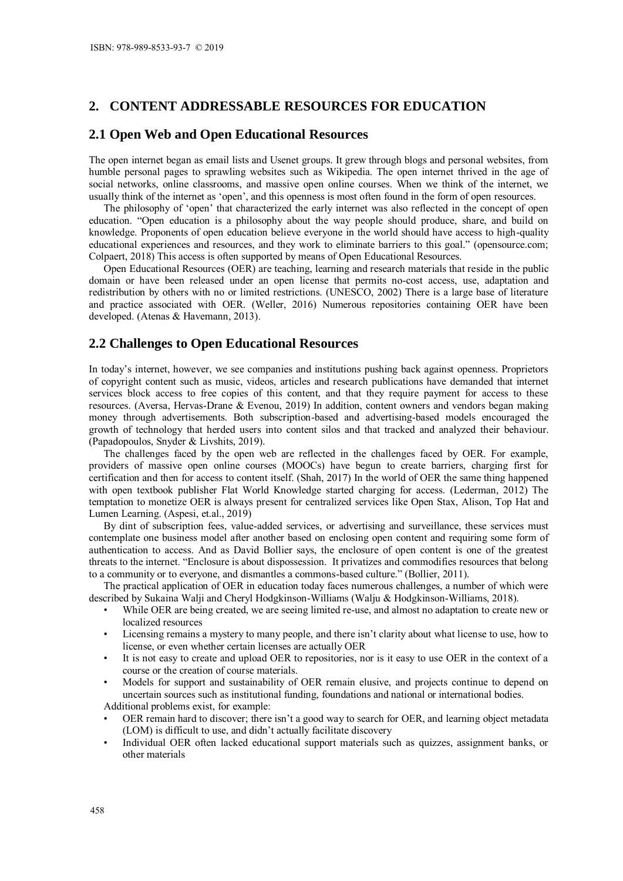## 2. CONTENT ADDRESSABLE RESOURCES FOR EDUCATION

### 2.1 Open Web and Open Educational Resources

The open internet began as email lists and Usenet groups. It grew through blogs and personal websites, from humble personal pages to sprawling websites such as Wikipedia. The open internet thrived in the age of social networks, online classrooms, and massive open online courses. When we think of the internet, we usually think of the internet as 'open', and this openness is most often found in the form of open resources.

The philosophy of 'open' that characterized the early internet was also reflected in the concept of open education. "Open education is a philosophy about the way people should produce, share, and build on knowledge. Proponents of open education believe everyone in the world should have access to high-quality educational experiences and resources, and they work to eliminate barriers to this goal." (opensource.com; Colpaert, 2018) This access is often supported by means of Open Educational Resources.

Open Educational Resources (OER) are teaching, learning and research materials that reside in the public domain or have been released under an open license that permits no-cost access, use, adaptation and redistribution by others with no or limited restrictions. (UNESCO, 2002) There is a large base of literature and practice associated with OER. (Weller, 2016) Numerous repositories containing OER have been developed. (Atenas & Havemann, 2013).

### 2.2 Challenges to Open Educational Resources

In today's internet, however, we see companies and institutions pushing back against openness. Proprietors of copyright content such as music, videos, articles and research publications have demanded that internet services block access to free copies of this content, and that they require payment for access to these resources. (Aversa, Hervas-Drane & Evenou, 2019) In addition, content owners and vendors began making money through advertisements. Both subscription-based and advertising-based models encouraged the growth of technology that herded users into content silos and that tracked and analyzed their behaviour. (Papadopoulos, Snyder & Livshits, 2019).

The challenges faced by the open web are reflected in the challenges faced by OER. For example, providers of massive open online courses (MOOCs) have begun to create barriers, charging first for certification and then for access to content itself. (Shah, 2017) In the world of OER the same thing happened with open textbook publisher Flat World Knowledge started charging for access. (Lederman, 2012) The temptation to monetize OER is always present for centralized services like Open Stax, Alison, Top Hat and Lumen Learning. (Aspesi, et.al., 2019)

By dint of subscription fees, value-added services, or advertising and surveillance, these services must contemplate one business model after another based on enclosing open content and requiring some form of authentication to access. And as David Bollier says, the enclosure of open content is one of the greatest threats to the internet. "Enclosure is about dispossession. It privatizes and commodifies resources that belong to a community or to everyone, and dismantles a commons-based culture." (Bollier, 2011).

The practical application of OER in education today faces numerous challenges, a number of which were described by Sukaina Walji and Cheryl Hodgkinson-Williams (Walju & Hodgkinson-Williams, 2018).

- While OER are being created, we are seeing limited re-use, and almost no adaptation to create new or localized resources
- Licensing remains a mystery to many people, and there isn't clarity about what license to use, how to license, or even whether certain licenses are actually OER
- It is not easy to create and upload OER to repositories, nor is it easy to use OER in the context of a course or the creation of course materials.
- Models for support and sustainability of OER remain elusive, and projects continue to depend on uncertain sources such as institutional funding, foundations and national or international bodies.

Additional problems exist, for example:

- OER remain hard to discover; there isn't a good way to search for OER, and learning object metadata (LOM) is difficult to use, and didn't actually facilitate discovery
- Individual OER often lacked educational support materials such as quizzes, assignment banks, or other materials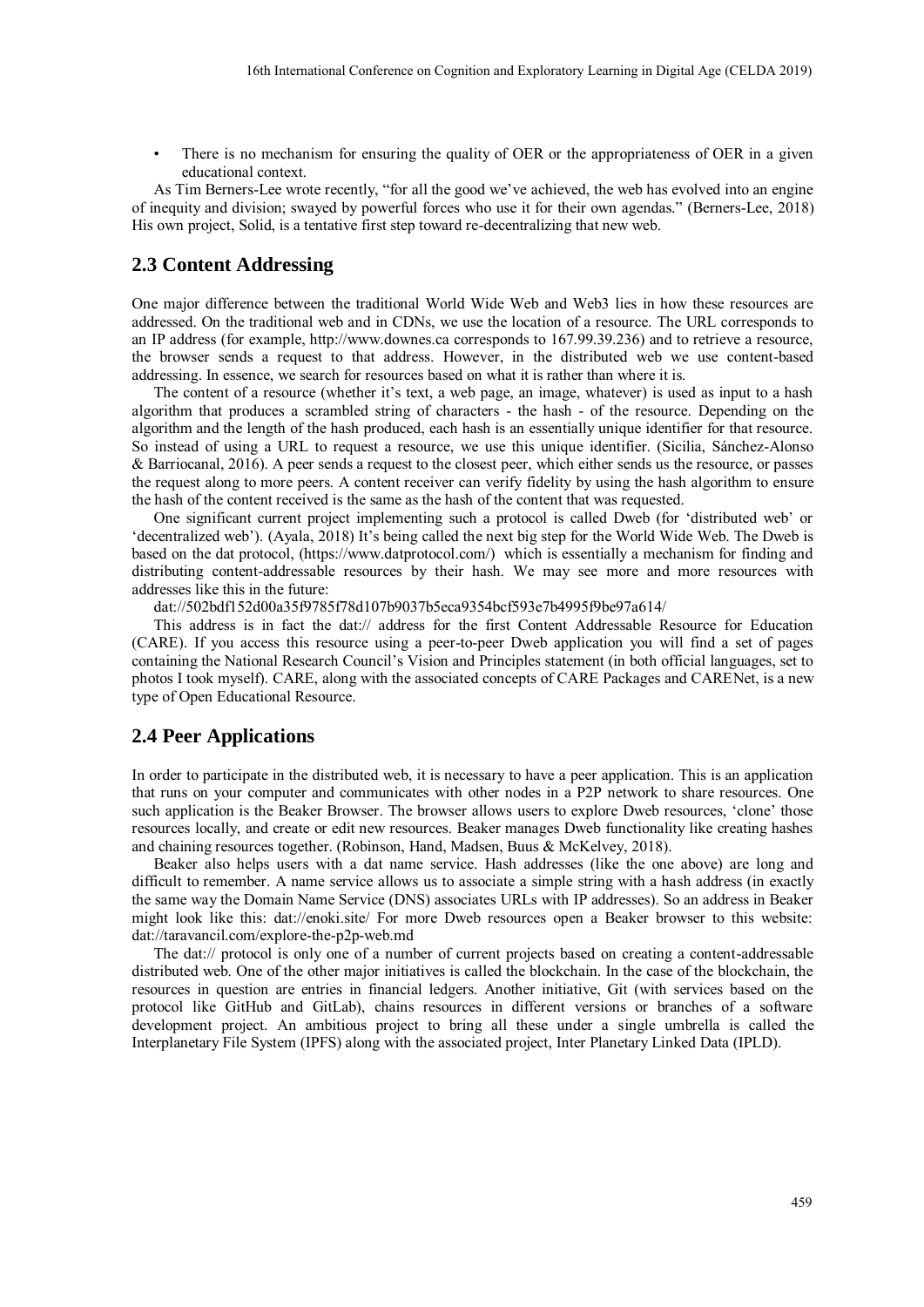- There is no mechanism for ensuring the quality of OER or the appropriateness of OER in a given educational context.

As Tim Berners-Lee wrote recently, "for all the good we've achieved, the web has evolved into an engine of inequity and division; swayed by powerful forces who use it for their own agendas." (Berners-Lee, 2018) His own project, Solid, is a tentative first step toward re-decentralizing that new web.

## 2.3 Content Addressing

One major difference between the traditional World Wide Web and Web3 lies in how these resources are addressed. On the traditional web and in CDNs, we use the location of a resource. The URL corresponds to an IP address (for example, http://www.downes.ca corresponds to 167.99.39.236) and to retrieve a resource, the browser sends a request to that address. However, in the distributed web we use content-based addressing. In essence, we search for resources based on what it is rather than where it is.

The content of a resource (whether it's text, a web page, an image, whatever) is used as input to a hash algorithm that produces a scrambled string of characters - the hash - of the resource. Depending on the algorithm and the length of the hash produced, each hash is an essentially unique identifier for that resource. So instead of using a URL to request a resource, we use this unique identifier. (Sicilia, Sánchez-Alonso & Barriocanal, 2016). A peer sends a request to the closest peer, which either sends us the resource, or passes the request along to more peers. A content receiver can verify fidelity by using the hash algorithm to ensure the hash of the content received is the same as the hash of the content that was requested.

One significant current project implementing such a protocol is called Dweb (for 'distributed web' or 'decentralized web'). (Ayala, 2018) It's being called the next big step for the World Wide Web. The Dweb is based on the dat protocol, (https://www.datprotocol.com/) which is essentially a mechanism for finding and distributing content-addressable resources by their hash. We may see more and more resources with addresses like this in the future:

dat://502bdf152d00a35f9785f78d107b9037b5eca9354bcf593e7b4995f9be97a614/

This address is in fact the dat:// address for the first Content Addressable Resource for Education (CARE). If you access this resource using a peer-to-peer Dweb application you will find a set of pages containing the National Research Council's Vision and Principles statement (in both official languages, set to photos I took myself). CARE, along with the associated concepts of CARE Packages and CARENet, is a new type of Open Educational Resource.

## 2.4 Peer Applications

In order to participate in the distributed web, it is necessary to have a peer application. This is an application that runs on your computer and communicates with other nodes in a P2P network to share resources. One such application is the Beaker Browser. The browser allows users to explore Dweb resources, 'clone' those resources locally, and create or edit new resources. Beaker manages Dweb functionality like creating hashes and chaining resources together. (Robinson, Hand, Madsen, Buus & McKelvey, 2018).

Beaker also helps users with a dat name service. Hash addresses (like the one above) are long and difficult to remember. A name service allows us to associate a simple string with a hash address (in exactly the same way the Domain Name Service (DNS) associates URLs with IP addresses). So an address in Beaker might look like this: dat://enoki.site/ For more Dweb resources open a Beaker browser to this website: dat://taravancil.com/explore-the-p2p-web.md

The dat:// protocol is only one of a number of current projects based on creating a content-addressable distributed web. One of the other major initiatives is called the blockchain. In the case of the blockchain, the resources in question are entries in financial ledgers. Another initiative, Git (with services based on the protocol like GitHub and GitLab), chains resources in different versions or branches of a software development project. An ambitious project to bring all these under a single umbrella is called the Interplanetary File System (IPFS) along with the associated project, Inter Planetary Linked Data (IPLD).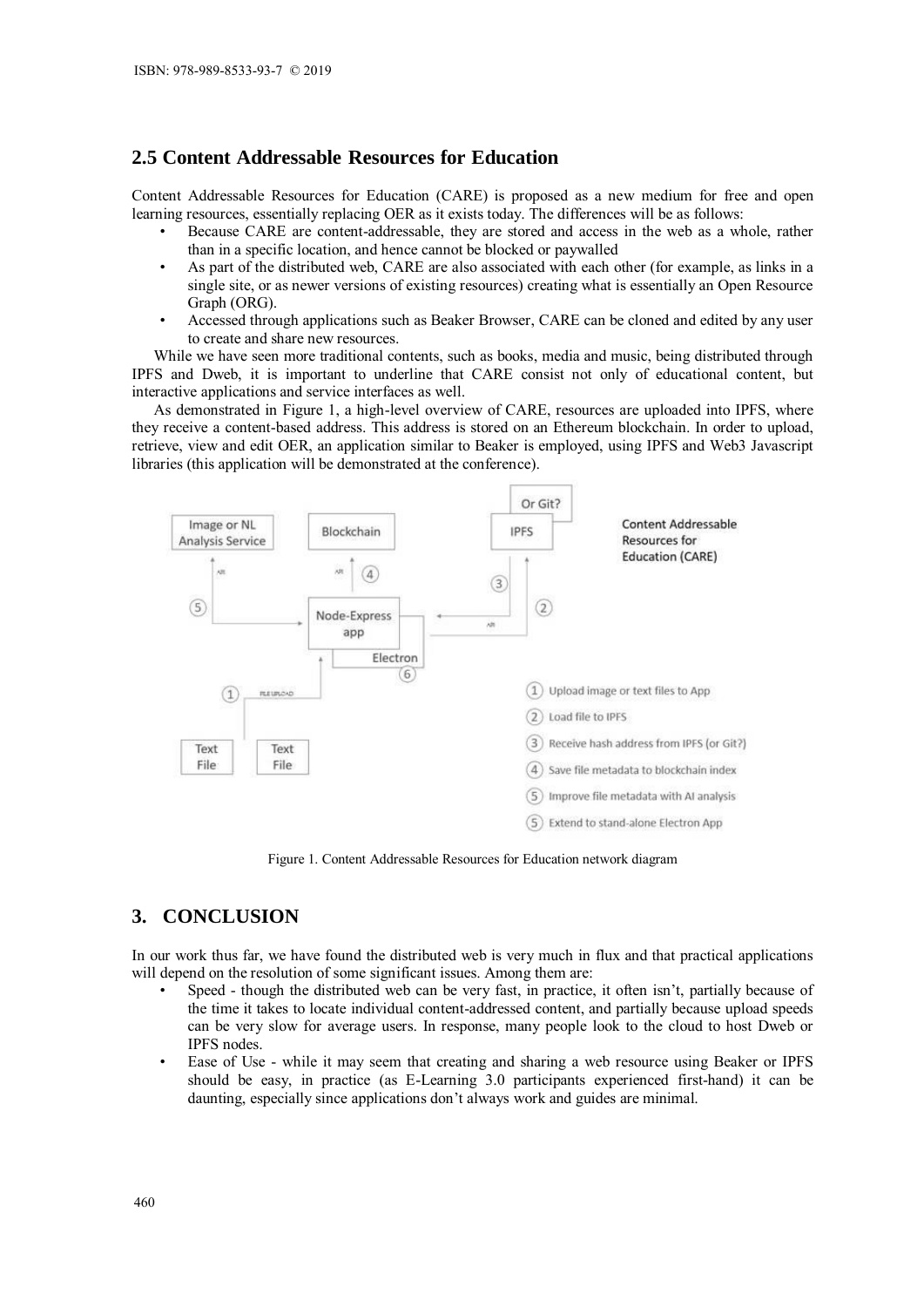## 2.5 Content Addressable Resources for Education

Content Addressable Resources for Education (CARE) is proposed as a new medium for free and open learning resources, essentially replacing OER as it exists today. The differences will be as follows:

- Because CARE are content-addressable, they are stored and access in the web as a whole, rather than in a specific location, and hence cannot be blocked or paywalled
- As part of the distributed web, CARE are also associated with each other (for example, as links in a single site, or as newer versions of existing resources) creating what is essentially an Open Resource Graph (ORG).
- Accessed through applications such as Beaker Browser, CARE can be cloned and edited by any user to create and share new resources.

While we have seen more traditional contents, such as books, media and music, being distributed through IPFS and Dweb, it is important to underline that CARE consist not only of educational content, but interactive applications and service interfaces as well.

As demonstrated in Figure 1, a high-level overview of CARE, resources are uploaded into IPFS, where they receive a content-based address. This address is stored on an Ethereum blockchain. In order to upload, retrieve, view and edit OER, an application similar to Beaker is employed, using IPFS and Web3 Javascript libraries (this application will be demonstrated at the conference).

Figure 1. Content Addressable Resources for Education network diagram

## 3. CONCLUSION

In our work thus far, we have found the distributed web is very much in flux and that practical applications will depend on the resolution of some significant issues. Among them are:

- Speed - though the distributed web can be very fast, in practice, it often isn't, partially because of the time it takes to locate individual content-addressed content, and partially because upload speeds can be very slow for average users. In response, many people look to the cloud to host Dweb or IPFS nodes.
- Ease of Use - while it may seem that creating and sharing a web resource using Beaker or IPFS should be easy, in practice (as E-Learning 3.0 participants experienced first-hand) it can be daunting, especially since applications don't always work and guides are minimal.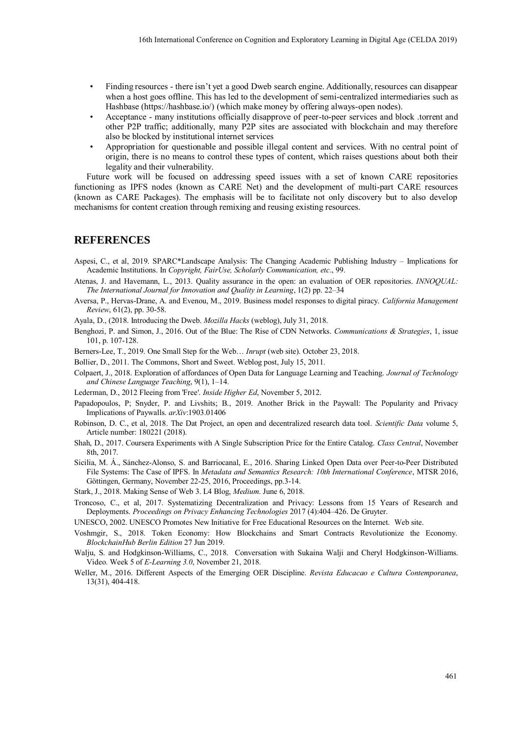- Finding resources - there isn't yet a good Dweb search engine. Additionally, resources can disappear when a host goes offline. This has led to the development of semi-centralized intermediaries such as Hashbase (https://hashbase.io/) (which make money by offering always-open nodes).
- Acceptance - many institutions officially disapprove of peer-to-peer services and block .torrent and other P2P traffic; additionally, many P2P sites are associated with blockchain and may therefore also be blocked by institutional internet services
- Appropriation for questionable and possible illegal content and services. With no central point of origin, there is no means to control these types of content, which raises questions about both their legality and their vulnerability.

Future work will be focused on addressing speed issues with a set of known CARE repositories functioning as IPFS nodes (known as CARE Net) and the development of multi-part CARE resources (known as CARE Packages). The emphasis will be to facilitate not only discovery but to also develop mechanisms for content creation through remixing and reusing existing resources.

## REFERENCES

Aspesi, C., et al, 2019. SPARC*Landscape Analysis: The Changing Academic Publishing Industry – Implications for Academic Institutions. In *Copyright, FairUse, Scholarly Communication, etc*., 99.

Atenas, J. and Havemann, L., 2013. Quality assurance in the open: an evaluation of OER repositories. *INNOQUAL: The International Journal for Innovation and Quality in Learning*, 1(2) pp. 22–34

Aversa, P., Hervas-Drane, A. and Evenou, M., 2019. Business model responses to digital piracy. *California Management Review*, 61(2), pp. 30-58.

Ayala, D., (2018. Introducing the Dweb. *Mozilla Hacks* (weblog), July 31, 2018.

Benghozi, P. and Simon, J., 2016. Out of the Blue: The Rise of CDN Networks. *Communications & Strategies*, 1, issue 101, p. 107-128.

Berners-Lee, T., 2019. One Small Step for the Web… *Inrupt* (web site). October 23, 2018.

Bollier, D., 2011. The Commons, Short and Sweet. Weblog post, July 15, 2011.

Colpaert, J., 2018. Exploration of affordances of Open Data for Language Learning and Teaching. *Journal of Technology and Chinese Language Teaching*, 9(1), 1–14.

Lederman, D., 2012 Fleeing from 'Free'. *Inside Higher Ed*, November 5, 2012.

Papadopoulos, P; Snyder, P. and Livshits; B., 2019. Another Brick in the Paywall: The Popularity and Privacy Implications of Paywalls. *arXiv*:1903.01406

Robinson, D. C., et al, 2018. The Dat Project, an open and decentralized research data tool. *Scientific Data* volume 5, Article number: 180221 (2018).

Shah, D., 2017. Coursera Experiments with A Single Subscription Price for the Entire Catalog. *Class Central*, November 8th, 2017.

Sicilia, M. Á., Sánchez-Alonso, S. and Barriocanal, E., 2016. Sharing Linked Open Data over Peer-to-Peer Distributed File Systems: The Case of IPFS. In *Metadata and Semantics Research: 10th International Conference*, MTSR 2016, Göttingen, Germany, November 22-25, 2016, Proceedings, pp.3-14.

Stark, J., 2018. Making Sense of Web 3. L4 Blog, *Medium*. June 6, 2018.

Troncoso, C., et al, 2017. Systematizing Decentralization and Privacy: Lessons from 15 Years of Research and Deployments. *Proceedings on Privacy Enhancing Technologies* 2017 (4):404–426. De Gruyter.

UNESCO, 2002. UNESCO Promotes New Initiative for Free Educational Resources on the Internet. Web site.

Voshmgir, S., 2018. Token Economy: How Blockchains and Smart Contracts Revolutionize the Economy. *BlockchainHub Berlin Edition* 27 Jun 2019.

Walju, S. and Hodgkinson-Williams, C., 2018. Conversation with Sukaina Walji and Cheryl Hodgkinson-Williams. Video. Week 5 of *E-Learning 3.0*, November 21, 2018.

Weller, M., 2016. Different Aspects of the Emerging OER Discipline. *Revista Educacao e Cultura Contemporanea*, 13(31), 404-418.